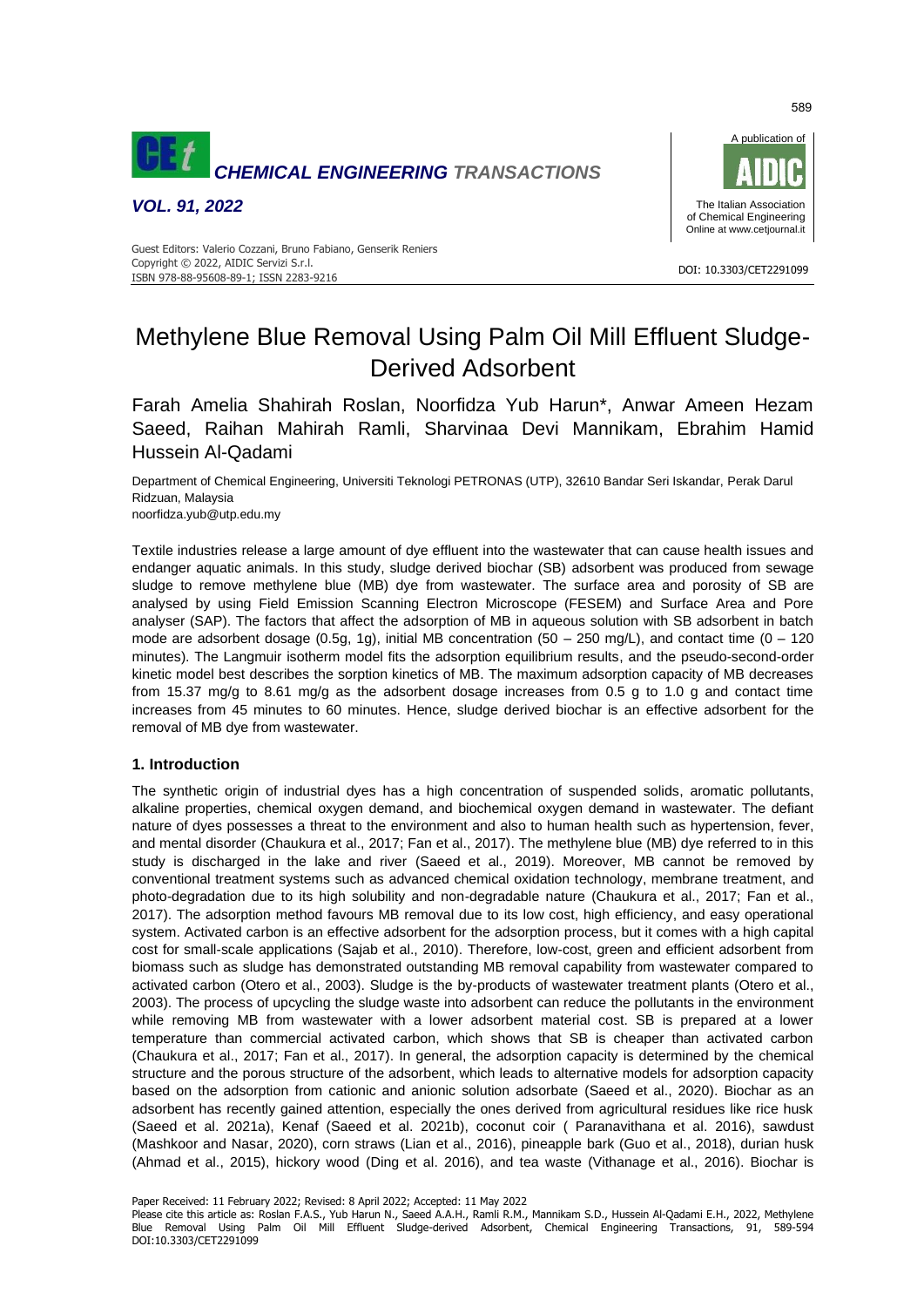# Methylene Blue Removal Using Palm Oil Mill Effluent Sludge-Derived Adsorbent

Farah Amelia Shahirah Roslan, Noorfidza Yub Harun*, Anwar Ameen Hezam Saeed, Raihan Mahirah Ramli, Sharvinaa Devi Mannikam, Ebrahim Hamid Hussein Al-Qadami

Department of Chemical Engineering, Universiti Teknologi PETRONAS (UTP), 32610 Bandar Seri Iskandar, Perak Darul Ridzuan, Malaysia
noorfidza.yub@utp.edu.my

Textile industries release a large amount of dye effluent into the wastewater that can cause health issues and endanger aquatic animals. In this study, sludge derived biochar (SB) adsorbent was produced from sewage sludge to remove methylene blue (MB) dye from wastewater. The surface area and porosity of SB are analysed by using Field Emission Scanning Electron Microscope (FESEM) and Surface Area and Pore analyser (SAP). The factors that affect the adsorption of MB in aqueous solution with SB adsorbent in batch mode are adsorbent dosage (0.5g, 1g), initial MB concentration (50 – 250 mg/L), and contact time (0 – 120 minutes). The Langmuir isotherm model fits the adsorption equilibrium results, and the pseudo-second-order kinetic model best describes the sorption kinetics of MB. The maximum adsorption capacity of MB decreases from 15.37 mg/g to 8.61 mg/g as the adsorbent dosage increases from 0.5 g to 1.0 g and contact time increases from 45 minutes to 60 minutes. Hence, sludge derived biochar is an effective adsorbent for the removal of MB dye from wastewater.

## 1. Introduction

The synthetic origin of industrial dyes has a high concentration of suspended solids, aromatic pollutants, alkaline properties, chemical oxygen demand, and biochemical oxygen demand in wastewater. The defiant nature of dyes possesses a threat to the environment and also to human health such as hypertension, fever, and mental disorder (Chaukura et al., 2017; Fan et al., 2017). The methylene blue (MB) dye referred to in this study is discharged in the lake and river (Saeed et al., 2019). Moreover, MB cannot be removed by conventional treatment systems such as advanced chemical oxidation technology, membrane treatment, and photo-degradation due to its high solubility and non-degradable nature (Chaukura et al., 2017; Fan et al., 2017). The adsorption method favours MB removal due to its low cost, high efficiency, and easy operational system. Activated carbon is an effective adsorbent for the adsorption process, but it comes with a high capital cost for small-scale applications (Sajab et al., 2010). Therefore, low-cost, green and efficient adsorbent from biomass such as sludge has demonstrated outstanding MB removal capability from wastewater compared to activated carbon (Otero et al., 2003). Sludge is the by-products of wastewater treatment plants (Otero et al., 2003). The process of upcycling the sludge waste into adsorbent can reduce the pollutants in the environment while removing MB from wastewater with a lower adsorbent material cost. SB is prepared at a lower temperature than commercial activated carbon, which shows that SB is cheaper than activated carbon (Chaukura et al., 2017; Fan et al., 2017). In general, the adsorption capacity is determined by the chemical structure and the porous structure of the adsorbent, which leads to alternative models for adsorption capacity based on the adsorption from cationic and anionic solution adsorbate (Saeed et al., 2020). Biochar as an adsorbent has recently gained attention, especially the ones derived from agricultural residues like rice husk (Saeed et al. 2021a), Kenaf (Saeed et al. 2021b), coconut coir ( Paranavithana et al. 2016), sawdust (Mashkoor and Nasar, 2020), corn straws (Lian et al., 2016), pineapple bark (Guo et al., 2018), durian husk (Ahmad et al., 2015), hickory wood (Ding et al. 2016), and tea waste (Vithanage et al., 2016). Biochar is

Paper Received: 11 February 2022; Revised: 8 April 2022; Accepted: 11 May 2022
Please cite this article as: Roslan F.A.S., Yub Harun N., Saeed A.A.H., Ramli R.M., Mannikam S.D., Hussein Al-Qadami E.H., 2022, Methylene Blue Removal Using Palm Oil Mill Effluent Sludge-derived Adsorbent, Chemical Engineering Transactions, 91, 589-594 DOI:10.3303/CET2291099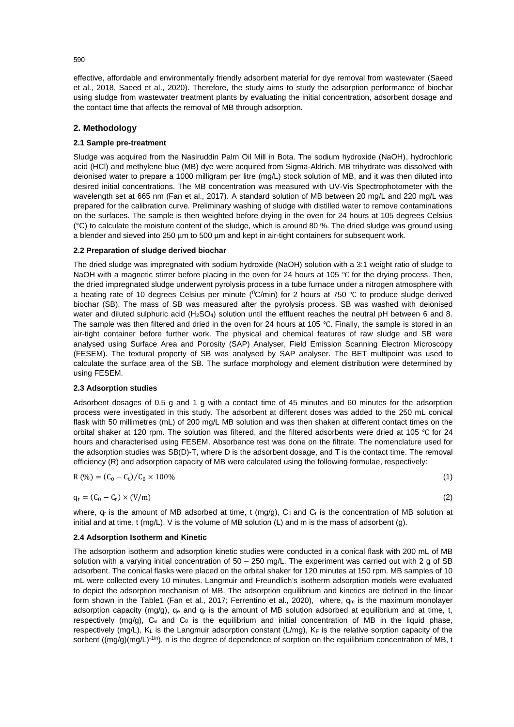effective, affordable and environmentally friendly adsorbent material for dye removal from wastewater (Saeed et al., 2018, Saeed et al., 2020). Therefore, the study aims to study the adsorption performance of biochar using sludge from wastewater treatment plants by evaluating the initial concentration, adsorbent dosage and the contact time that affects the removal of MB through adsorption.

## 2. Methodology

### 2.1 Sample pre-treatment

Sludge was acquired from the Nasiruddin Palm Oil Mill in Bota. The sodium hydroxide (NaOH), hydrochloric acid (HCl) and methylene blue (MB) dye were acquired from Sigma-Aldrich. MB trihydrate was dissolved with deionised water to prepare a 1000 milligram per litre (mg/L) stock solution of MB, and it was then diluted into desired initial concentrations. The MB concentration was measured with UV-Vis Spectrophotometer with the wavelength set at 665 nm (Fan et al., 2017). A standard solution of MB between 20 mg/L and 220 mg/L was prepared for the calibration curve. Preliminary washing of sludge with distilled water to remove contaminations on the surfaces. The sample is then weighted before drying in the oven for 24 hours at 105 degrees Celsius (°C) to calculate the moisture content of the sludge, which is around 80 %. The dried sludge was ground using a blender and sieved into 250 µm to 500 µm and kept in air-tight containers for subsequent work.

### 2.2 Preparation of sludge derived biochar

The dried sludge was impregnated with sodium hydroxide (NaOH) solution with a 3:1 weight ratio of sludge to NaOH with a magnetic stirrer before placing in the oven for 24 hours at 105 ℃ for the drying process. Then, the dried impregnated sludge underwent pyrolysis process in a tube furnace under a nitrogen atmosphere with a heating rate of 10 degrees Celsius per minute ($^0$C/min) for 2 hours at 750 ℃ to produce sludge derived biochar (SB). The mass of SB was measured after the pyrolysis process. SB was washed with deionised water and diluted sulphuric acid ($H_2SO_4$) solution until the effluent reaches the neutral pH between 6 and 8. The sample was then filtered and dried in the oven for 24 hours at 105 ℃. Finally, the sample is stored in an air-tight container before further work. The physical and chemical features of raw sludge and SB were analysed using Surface Area and Porosity (SAP) Analyser, Field Emission Scanning Electron Microscopy (FESEM). The textural property of SB was analysed by SAP analyser. The BET multipoint was used to calculate the surface area of the SB. The surface morphology and element distribution were determined by using FESEM.

### 2.3 Adsorption studies

Adsorbent dosages of 0.5 g and 1 g with a contact time of 45 minutes and 60 minutes for the adsorption process were investigated in this study. The adsorbent at different doses was added to the 250 mL conical flask with 50 millimetres (mL) of 200 mg/L MB solution and was then shaken at different contact times on the orbital shaker at 120 rpm. The solution was filtered, and the filtered adsorbents were dried at 105 ℃ for 24 hours and characterised using FESEM. Absorbance test was done on the filtrate. The nomenclature used for the adsorption studies was SB(D)-T, where D is the adsorbent dosage, and T is the contact time. The removal efficiency (R) and adsorption capacity of MB were calculated using the following formulae, respectively:

$$\mathrm{R}\ (\%) = (\mathrm{C_0} - \mathrm{C_t})/\mathrm{C_0} \times 100\% \tag{1}$$

$$\mathrm{q_t} = (\mathrm{C_0} - \mathrm{C_t}) \times (\mathrm{V/m}) \tag{2}$$

where, $q_t$ is the amount of MB adsorbed at time, t (mg/g), $C_0$ and $C_t$ is the concentration of MB solution at initial and at time, t (mg/L), V is the volume of MB solution (L) and m is the mass of adsorbent (g).

### 2.4 Adsorption Isotherm and Kinetic

The adsorption isotherm and adsorption kinetic studies were conducted in a conical flask with 200 mL of MB solution with a varying initial concentration of 50 – 250 mg/L. The experiment was carried out with 2 g of SB adsorbent. The conical flasks were placed on the orbital shaker for 120 minutes at 150 rpm. MB samples of 10 mL were collected every 10 minutes. Langmuir and Freundlich's isotherm adsorption models were evaluated to depict the adsorption mechanism of MB. The adsorption equilibrium and kinetics are defined in the linear form shown in the Table1 (Fan et al., 2017; Ferrentino et al., 2020), where, $q_m$ is the maximum monolayer adsorption capacity (mg/g), $q_e$ and $q_t$ is the amount of MB solution adsorbed at equilibrium and at time, t, respectively (mg/g), $C_e$ and $C_0$ is the equilibrium and initial concentration of MB in the liquid phase, respectively (mg/L), $K_L$ is the Langmuir adsorption constant (L/mg), $K_F$ is the relative sorption capacity of the sorbent ((mg/g)(mg/L)$^{-1/n}$), n is the degree of dependence of sorption on the equilibrium concentration of MB, t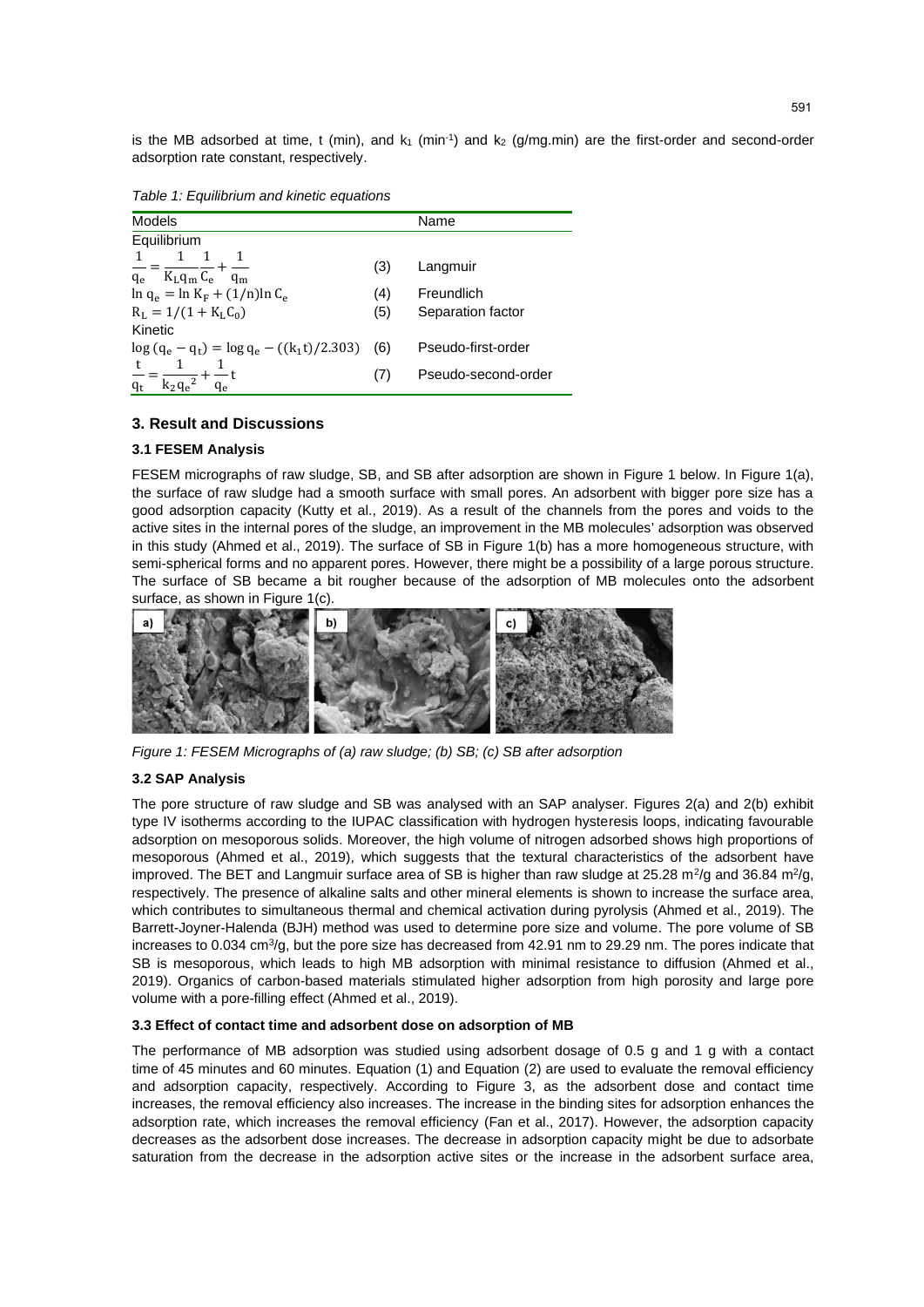is the MB adsorbed at time, t (min), and $k_1$ ($min^{-1}$) and $k_2$ (g/mg.min) are the first-order and second-order adsorption rate constant, respectively.

*Table 1: Equilibrium and kinetic equations*

| Models | | Name |
|---|---|---|
| Equilibrium | | |
| $\frac{1}{q_e} = \frac{1}{K_L q_m} \frac{1}{C_e} + \frac{1}{q_m}$ | (3) | Langmuir |
| $\ln q_e = \ln K_F + (1/n) \ln C_e$ | (4) | Freundlich |
| $R_L = 1/(1 + K_L C_0)$ | (5) | Separation factor |
| Kinetic | | |
| $\log(q_e - q_t) = \log q_e - ((k_1 t)/2.303)$ | (6) | Pseudo-first-order |
| $\frac{t}{q_t} = \frac{1}{k_2 {q_e}^2} + \frac{1}{q_e} t$ | (7) | Pseudo-second-order |

## 3. Result and Discussions

### 3.1 FESEM Analysis

FESEM micrographs of raw sludge, SB, and SB after adsorption are shown in Figure 1 below. In Figure 1(a), the surface of raw sludge had a smooth surface with small pores. An adsorbent with bigger pore size has a good adsorption capacity (Kutty et al., 2019). As a result of the channels from the pores and voids to the active sites in the internal pores of the sludge, an improvement in the MB molecules' adsorption was observed in this study (Ahmed et al., 2019). The surface of SB in Figure 1(b) has a more homogeneous structure, with semi-spherical forms and no apparent pores. However, there might be a possibility of a large porous structure. The surface of SB became a bit rougher because of the adsorption of MB molecules onto the adsorbent surface, as shown in Figure 1(c).

*Figure 1: FESEM Micrographs of (a) raw sludge; (b) SB; (c) SB after adsorption*

### 3.2 SAP Analysis

The pore structure of raw sludge and SB was analysed with an SAP analyser. Figures 2(a) and 2(b) exhibit type IV isotherms according to the IUPAC classification with hydrogen hysteresis loops, indicating favourable adsorption on mesoporous solids. Moreover, the high volume of nitrogen adsorbed shows high proportions of mesoporous (Ahmed et al., 2019), which suggests that the textural characteristics of the adsorbent have improved. The BET and Langmuir surface area of SB is higher than raw sludge at 25.28 $m^2$/g and 36.84 $m^2$/g, respectively. The presence of alkaline salts and other mineral elements is shown to increase the surface area, which contributes to simultaneous thermal and chemical activation during pyrolysis (Ahmed et al., 2019). The Barrett-Joyner-Halenda (BJH) method was used to determine pore size and volume. The pore volume of SB increases to 0.034 $cm^3$/g, but the pore size has decreased from 42.91 nm to 29.29 nm. The pores indicate that SB is mesoporous, which leads to high MB adsorption with minimal resistance to diffusion (Ahmed et al., 2019). Organics of carbon-based materials stimulated higher adsorption from high porosity and large pore volume with a pore-filling effect (Ahmed et al., 2019).

### 3.3 Effect of contact time and adsorbent dose on adsorption of MB

The performance of MB adsorption was studied using adsorbent dosage of 0.5 g and 1 g with a contact time of 45 minutes and 60 minutes. Equation (1) and Equation (2) are used to evaluate the removal efficiency and adsorption capacity, respectively. According to Figure 3, as the adsorbent dose and contact time increases, the removal efficiency also increases. The increase in the binding sites for adsorption enhances the adsorption rate, which increases the removal efficiency (Fan et al., 2017). However, the adsorption capacity decreases as the adsorbent dose increases. The decrease in adsorption capacity might be due to adsorbate saturation from the decrease in the adsorption active sites or the increase in the adsorbent surface area,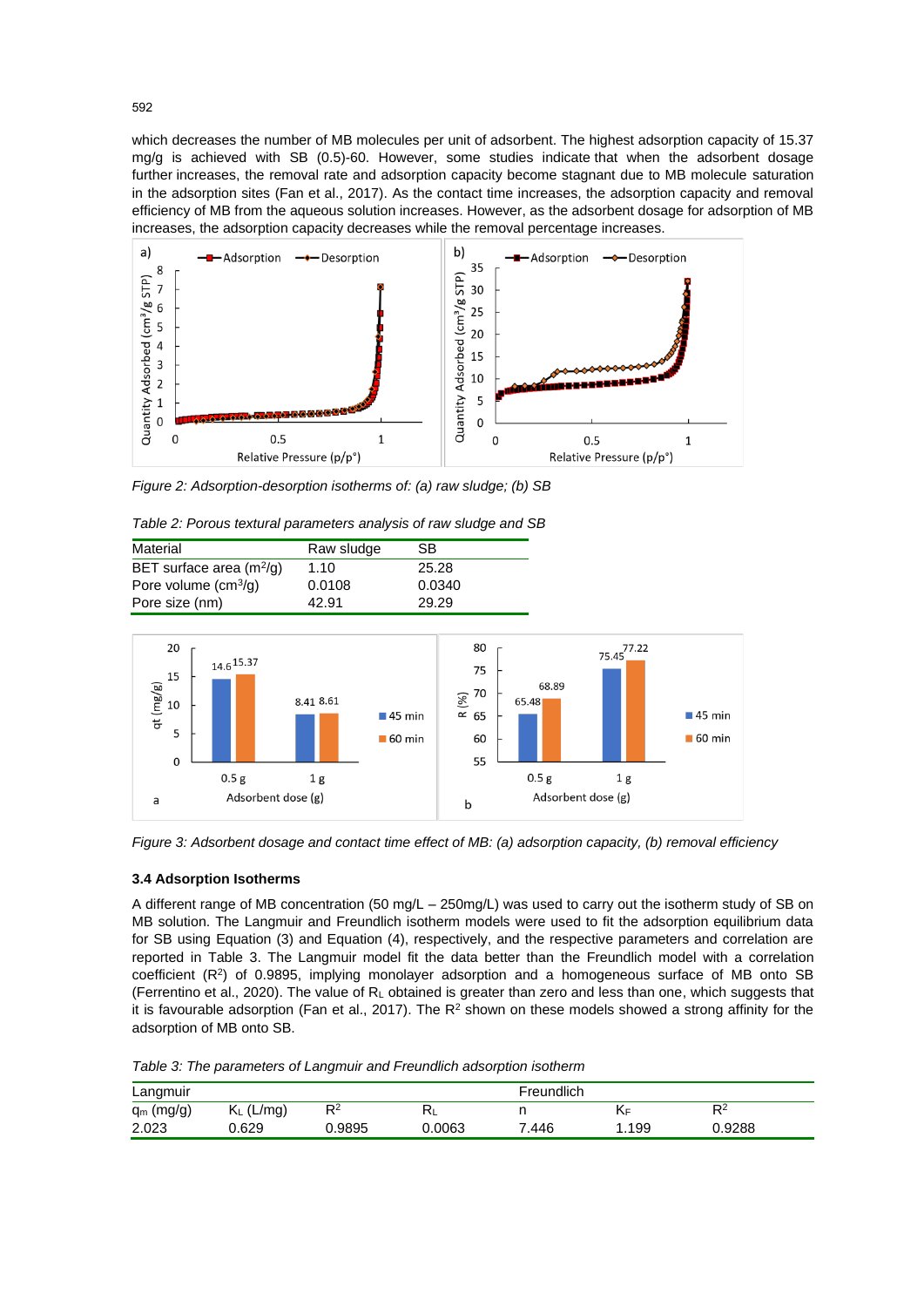which decreases the number of MB molecules per unit of adsorbent. The highest adsorption capacity of 15.37 mg/g is achieved with SB (0.5)-60. However, some studies indicate that when the adsorbent dosage further increases, the removal rate and adsorption capacity become stagnant due to MB molecule saturation in the adsorption sites (Fan et al., 2017). As the contact time increases, the adsorption capacity and removal efficiency of MB from the aqueous solution increases. However, as the adsorbent dosage for adsorption of MB increases, the adsorption capacity decreases while the removal percentage increases.

*Figure 2: Adsorption-desorption isotherms of: (a) raw sludge; (b) SB*

*Table 2: Porous textural parameters analysis of raw sludge and SB*

| Material | Raw sludge | SB |
|---|---|---|
| BET surface area ($m^2/g$) | 1.10 | 25.28 |
| Pore volume ($cm^3/g$) | 0.0108 | 0.0340 |
| Pore size (nm) | 42.91 | 29.29 |

*Figure 3: Adsorbent dosage and contact time effect of MB: (a) adsorption capacity, (b) removal efficiency*

### 3.4 Adsorption Isotherms

A different range of MB concentration (50 mg/L – 250mg/L) was used to carry out the isotherm study of SB on MB solution. The Langmuir and Freundlich isotherm models were used to fit the adsorption equilibrium data for SB using Equation (3) and Equation (4), respectively, and the respective parameters and correlation are reported in Table 3. The Langmuir model fit the data better than the Freundlich model with a correlation coefficient ($R^2$) of 0.9895, implying monolayer adsorption and a homogeneous surface of MB onto SB (Ferrentino et al., 2020). The value of $R_L$ obtained is greater than zero and less than one, which suggests that it is favourable adsorption (Fan et al., 2017). The $R^2$ shown on these models showed a strong affinity for the adsorption of MB onto SB.

*Table 3: The parameters of Langmuir and Freundlich adsorption isotherm*

| Langmuir | | | | Freundlich | | |
|---|---|---|---|---|---|---|
| $q_m$ (mg/g) | $K_L$ (L/mg) | $R^2$ | $R_L$ | n | $K_F$ | $R^2$ |
| 2.023 | 0.629 | 0.9895 | 0.0063 | 7.446 | 1.199 | 0.9288 |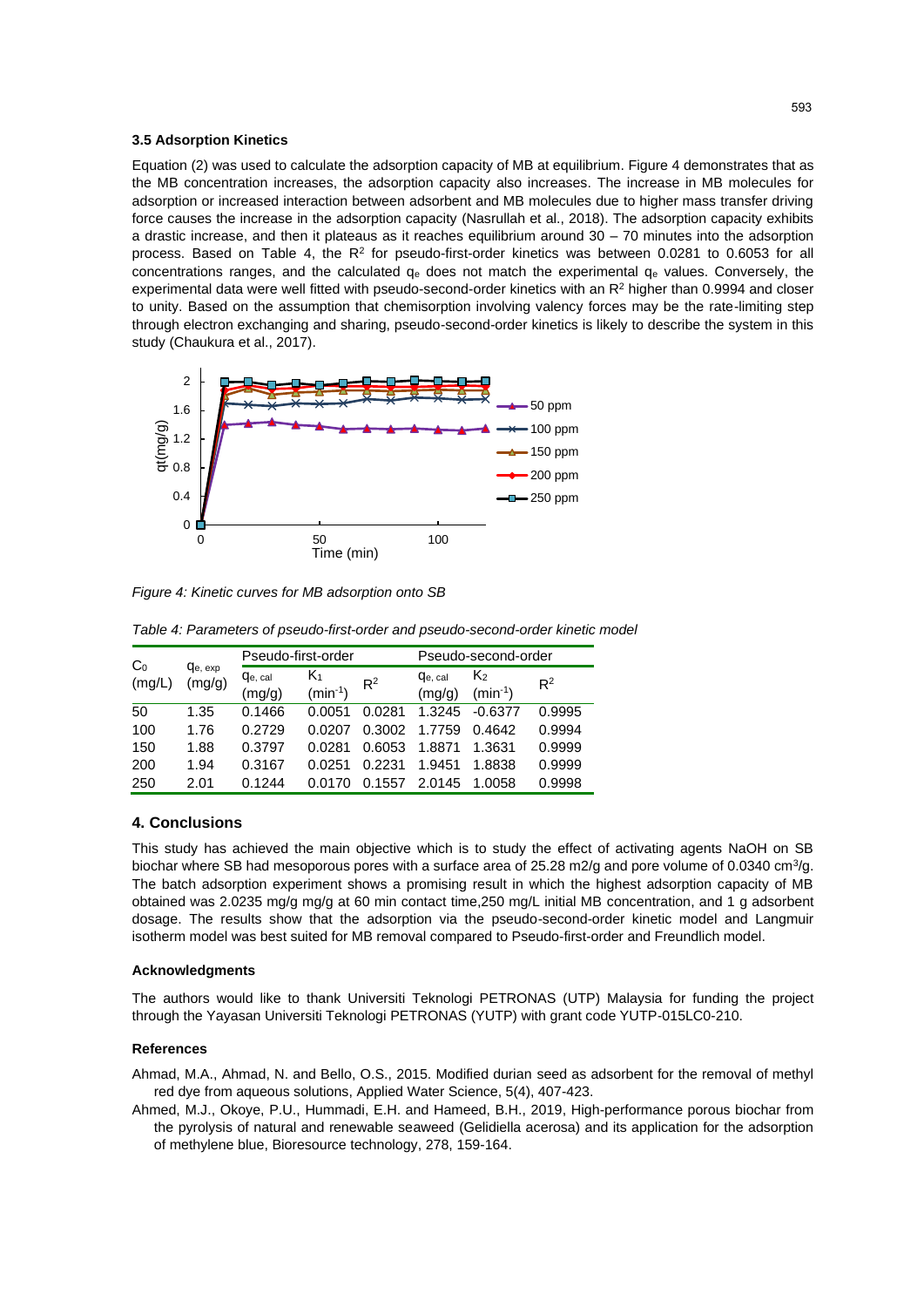### 3.5 Adsorption Kinetics

Equation (2) was used to calculate the adsorption capacity of MB at equilibrium. Figure 4 demonstrates that as the MB concentration increases, the adsorption capacity also increases. The increase in MB molecules for adsorption or increased interaction between adsorbent and MB molecules due to higher mass transfer driving force causes the increase in the adsorption capacity (Nasrullah et al., 2018). The adsorption capacity exhibits a drastic increase, and then it plateaus as it reaches equilibrium around 30 – 70 minutes into the adsorption process. Based on Table 4, the $R^2$ for pseudo-first-order kinetics was between 0.0281 to 0.6053 for all concentrations ranges, and the calculated $q_e$ does not match the experimental $q_e$ values. Conversely, the experimental data were well fitted with pseudo-second-order kinetics with an $R^2$ higher than 0.9994 and closer to unity. Based on the assumption that chemisorption involving valency forces may be the rate-limiting step through electron exchanging and sharing, pseudo-second-order kinetics is likely to describe the system in this study (Chaukura et al., 2017).

*Figure 4: Kinetic curves for MB adsorption onto SB*

*Table 4: Parameters of pseudo-first-order and pseudo-second-order kinetic model*

| $C_0$ (mg/L) | $q_{e, exp}$ (mg/g) | Pseudo-first-order | | | Pseudo-second-order | | |
|---|---|---|---|---|---|---|---|
| | | $q_{e, cal}$ (mg/g) | $K_1$ ($min^{-1}$) | $R^2$ | $q_{e, cal}$ (mg/g) | $K_2$ ($min^{-1}$) | $R^2$ |
| 50 | 1.35 | 0.1466 | 0.0051 | 0.0281 | 1.3245 | -0.6377 | 0.9995 |
| 100 | 1.76 | 0.2729 | 0.0207 | 0.3002 | 1.7759 | 0.4642 | 0.9994 |
| 150 | 1.88 | 0.3797 | 0.0281 | 0.6053 | 1.8871 | 1.3631 | 0.9999 |
| 200 | 1.94 | 0.3167 | 0.0251 | 0.2231 | 1.9451 | 1.8838 | 0.9999 |
| 250 | 2.01 | 0.1244 | 0.0170 | 0.1557 | 2.0145 | 1.0058 | 0.9998 |

## 4. Conclusions

This study has achieved the main objective which is to study the effect of activating agents NaOH on SB biochar where SB had mesoporous pores with a surface area of 25.28 m2/g and pore volume of 0.0340 $cm^3/g$. The batch adsorption experiment shows a promising result in which the highest adsorption capacity of MB obtained was 2.0235 mg/g mg/g at 60 min contact time,250 mg/L initial MB concentration, and 1 g adsorbent dosage. The results show that the adsorption via the pseudo-second-order kinetic model and Langmuir isotherm model was best suited for MB removal compared to Pseudo-first-order and Freundlich model.

#### Acknowledgments

The authors would like to thank Universiti Teknologi PETRONAS (UTP) Malaysia for funding the project through the Yayasan Universiti Teknologi PETRONAS (YUTP) with grant code YUTP-015LC0-210.

#### References

Ahmad, M.A., Ahmad, N. and Bello, O.S., 2015. Modified durian seed as adsorbent for the removal of methyl red dye from aqueous solutions, Applied Water Science, 5(4), 407-423.

Ahmed, M.J., Okoye, P.U., Hummadi, E.H. and Hameed, B.H., 2019, High-performance porous biochar from the pyrolysis of natural and renewable seaweed (Gelidiella acerosa) and its application for the adsorption of methylene blue, Bioresource technology, 278, 159-164.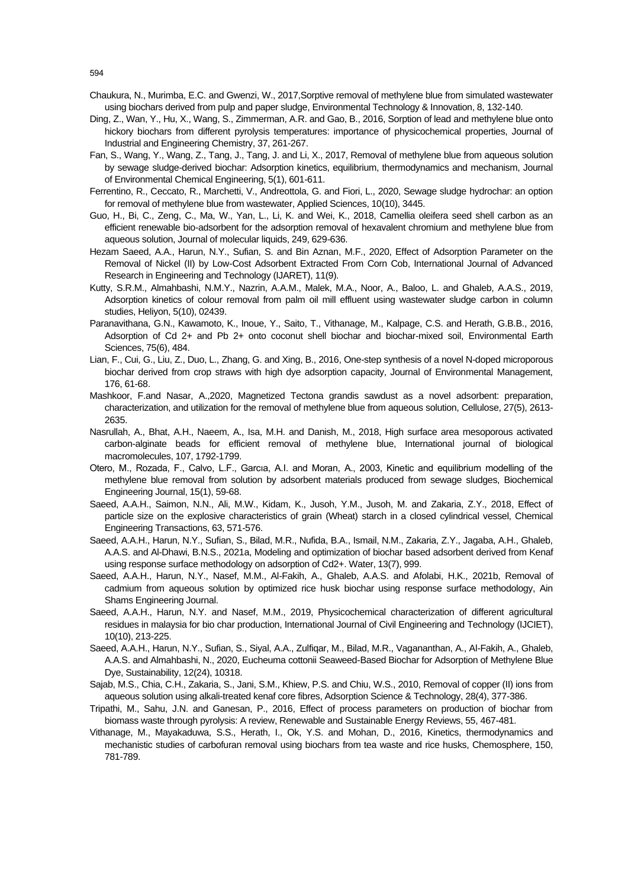Chaukura, N., Murimba, E.C. and Gwenzi, W., 2017,Sorptive removal of methylene blue from simulated wastewater using biochars derived from pulp and paper sludge, Environmental Technology & Innovation, 8, 132-140.

Ding, Z., Wan, Y., Hu, X., Wang, S., Zimmerman, A.R. and Gao, B., 2016, Sorption of lead and methylene blue onto hickory biochars from different pyrolysis temperatures: importance of physicochemical properties, Journal of Industrial and Engineering Chemistry, 37, 261-267.

Fan, S., Wang, Y., Wang, Z., Tang, J., Tang, J. and Li, X., 2017, Removal of methylene blue from aqueous solution by sewage sludge-derived biochar: Adsorption kinetics, equilibrium, thermodynamics and mechanism, Journal of Environmental Chemical Engineering, 5(1), 601-611.

Ferrentino, R., Ceccato, R., Marchetti, V., Andreottola, G. and Fiori, L., 2020, Sewage sludge hydrochar: an option for removal of methylene blue from wastewater, Applied Sciences, 10(10), 3445.

Guo, H., Bi, C., Zeng, C., Ma, W., Yan, L., Li, K. and Wei, K., 2018, Camellia oleifera seed shell carbon as an efficient renewable bio-adsorbent for the adsorption removal of hexavalent chromium and methylene blue from aqueous solution, Journal of molecular liquids, 249, 629-636.

Hezam Saeed, A.A., Harun, N.Y., Sufian, S. and Bin Aznan, M.F., 2020, Effect of Adsorption Parameter on the Removal of Nickel (II) by Low-Cost Adsorbent Extracted From Corn Cob, International Journal of Advanced Research in Engineering and Technology (IJARET), 11(9).

Kutty, S.R.M., Almahbashi, N.M.Y., Nazrin, A.A.M., Malek, M.A., Noor, A., Baloo, L. and Ghaleb, A.A.S., 2019, Adsorption kinetics of colour removal from palm oil mill effluent using wastewater sludge carbon in column studies, Heliyon, 5(10), 02439.

Paranavithana, G.N., Kawamoto, K., Inoue, Y., Saito, T., Vithanage, M., Kalpage, C.S. and Herath, G.B.B., 2016, Adsorption of Cd 2+ and Pb 2+ onto coconut shell biochar and biochar-mixed soil, Environmental Earth Sciences, 75(6), 484.

Lian, F., Cui, G., Liu, Z., Duo, L., Zhang, G. and Xing, B., 2016, One-step synthesis of a novel N-doped microporous biochar derived from crop straws with high dye adsorption capacity, Journal of Environmental Management, 176, 61-68.

Mashkoor, F.and Nasar, A.,2020, Magnetized Tectona grandis sawdust as a novel adsorbent: preparation, characterization, and utilization for the removal of methylene blue from aqueous solution, Cellulose, 27(5), 2613-2635.

Nasrullah, A., Bhat, A.H., Naeem, A., Isa, M.H. and Danish, M., 2018, High surface area mesoporous activated carbon-alginate beads for efficient removal of methylene blue, International journal of biological macromolecules, 107, 1792-1799.

Otero, M., Rozada, F., Calvo, L.F., Garcıa, A.I. and Moran, A., 2003, Kinetic and equilibrium modelling of the methylene blue removal from solution by adsorbent materials produced from sewage sludges, Biochemical Engineering Journal, 15(1), 59-68.

Saeed, A.A.H., Saimon, N.N., Ali, M.W., Kidam, K., Jusoh, Y.M., Jusoh, M. and Zakaria, Z.Y., 2018, Effect of particle size on the explosive characteristics of grain (Wheat) starch in a closed cylindrical vessel, Chemical Engineering Transactions, 63, 571-576.

Saeed, A.A.H., Harun, N.Y., Sufian, S., Bilad, M.R., Nufida, B.A., Ismail, N.M., Zakaria, Z.Y., Jagaba, A.H., Ghaleb, A.A.S. and Al-Dhawi, B.N.S., 2021a, Modeling and optimization of biochar based adsorbent derived from Kenaf using response surface methodology on adsorption of Cd2+. Water, 13(7), 999.

Saeed, A.A.H., Harun, N.Y., Nasef, M.M., Al-Fakih, A., Ghaleb, A.A.S. and Afolabi, H.K., 2021b, Removal of cadmium from aqueous solution by optimized rice husk biochar using response surface methodology, Ain Shams Engineering Journal.

Saeed, A.A.H., Harun, N.Y. and Nasef, M.M., 2019, Physicochemical characterization of different agricultural residues in malaysia for bio char production, International Journal of Civil Engineering and Technology (IJCIET), 10(10), 213-225.

Saeed, A.A.H., Harun, N.Y., Sufian, S., Siyal, A.A., Zulfiqar, M., Bilad, M.R., Vagananthan, A., Al-Fakih, A., Ghaleb, A.A.S. and Almahbashi, N., 2020, Eucheuma cottonii Seaweed-Based Biochar for Adsorption of Methylene Blue Dye, Sustainability, 12(24), 10318.

Sajab, M.S., Chia, C.H., Zakaria, S., Jani, S.M., Khiew, P.S. and Chiu, W.S., 2010, Removal of copper (II) ions from aqueous solution using alkali-treated kenaf core fibres, Adsorption Science & Technology, 28(4), 377-386.

Tripathi, M., Sahu, J.N. and Ganesan, P., 2016, Effect of process parameters on production of biochar from biomass waste through pyrolysis: A review, Renewable and Sustainable Energy Reviews, 55, 467-481.

Vithanage, M., Mayakaduwa, S.S., Herath, I., Ok, Y.S. and Mohan, D., 2016, Kinetics, thermodynamics and mechanistic studies of carbofuran removal using biochars from tea waste and rice husks, Chemosphere, 150, 781-789.